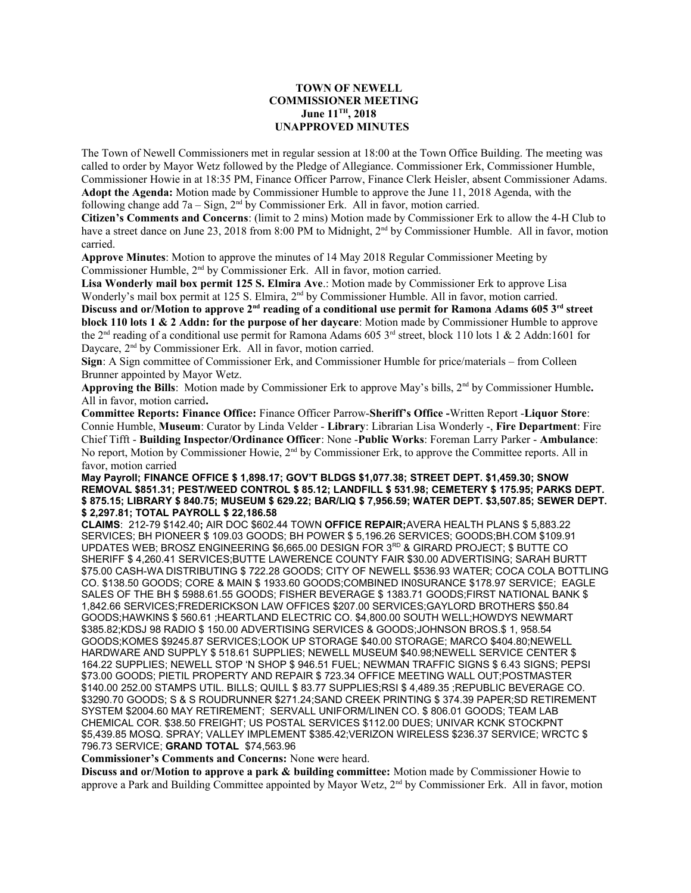**TOWN OF NEWELL**
**COMMISSIONER MEETING**
**June 11TH, 2018**
**UNAPPROVED MINUTES**

The Town of Newell Commissioners met in regular session at 18:00 at the Town Office Building. The meeting was called to order by Mayor Wetz followed by the Pledge of Allegiance. Commissioner Erk, Commissioner Humble, Commissioner Howie in at 18:35 PM, Finance Officer Parrow, Finance Clerk Heisler, absent Commissioner Adams.

**Adopt the Agenda:** Motion made by Commissioner Humble to approve the June 11, 2018 Agenda, with the following change add 7a – Sign, 2nd by Commissioner Erk. All in favor, motion carried.

**Citizen's Comments and Concerns**: (limit to 2 mins) Motion made by Commissioner Erk to allow the 4-H Club to have a street dance on June 23, 2018 from 8:00 PM to Midnight, 2nd by Commissioner Humble. All in favor, motion carried.

**Approve Minutes**: Motion to approve the minutes of 14 May 2018 Regular Commissioner Meeting by Commissioner Humble, 2nd by Commissioner Erk. All in favor, motion carried.

**Lisa Wonderly mail box permit 125 S. Elmira Ave**.: Motion made by Commissioner Erk to approve Lisa Wonderly's mail box permit at 125 S. Elmira, 2nd by Commissioner Humble. All in favor, motion carried.

**Discuss and or/Motion to approve 2nd reading of a conditional use permit for Ramona Adams 605 3rd street block 110 lots 1 & 2 Addn: for the purpose of her daycare**: Motion made by Commissioner Humble to approve the 2nd reading of a conditional use permit for Ramona Adams 605 3rd street, block 110 lots 1 & 2 Addn:1601 for Daycare, 2nd by Commissioner Erk. All in favor, motion carried.

**Sign**: A Sign committee of Commissioner Erk, and Commissioner Humble for price/materials – from Colleen Brunner appointed by Mayor Wetz.

**Approving the Bills**: Motion made by Commissioner Erk to approve May's bills, 2nd by Commissioner Humble**.** All in favor, motion carried**.**

**Committee Reports: Finance Office:** Finance Officer Parrow-**Sheriff's Office -**Written Report -**Liquor Store**: Connie Humble, **Museum**: Curator by Linda Velder - **Library**: Librarian Lisa Wonderly -, **Fire Department**: Fire Chief Tifft - **Building Inspector/Ordinance Officer**: None -**Public Works**: Foreman Larry Parker - **Ambulance**: No report, Motion by Commissioner Howie, 2nd by Commissioner Erk, to approve the Committee reports. All in favor, motion carried

**May Payroll; FINANCE OFFICE $ 1,898.17; GOV'T BLDGS $1,077.38; STREET DEPT. $1,459.30; SNOW REMOVAL $851.31; PEST/WEED CONTROL $ 85.12; LANDFILL $ 531.98; CEMETERY $ 175.95; PARKS DEPT. $ 875.15; LIBRARY $ 840.75; MUSEUM $ 629.22; BAR/LIQ $ 7,956.59; WATER DEPT. $3,507.85; SEWER DEPT. $ 2,297.81; TOTAL PAYROLL $ 22,186.58**

**CLAIMS**: 212-79 $142.40**;** AIR DOC $602.44 TOWN **OFFICE REPAIR;**AVERA HEALTH PLANS $ 5,883.22 SERVICES; BH PIONEER $ 109.03 GOODS; BH POWER $ 5,196.26 SERVICES; GOODS;BH.COM $109.91 UPDATES WEB; BROSZ ENGINEERING $6,665.00 DESIGN FOR 3RD & GIRARD PROJECT; $ BUTTE CO SHERIFF $ 4,260.41 SERVICES;BUTTE LAWERENCE COUNTY FAIR $30.00 ADVERTISING; SARAH BURTT $75.00 CASH-WA DISTRIBUTING $ 722.28 GOODS; CITY OF NEWELL $536.93 WATER; COCA COLA BOTTLING CO. $138.50 GOODS; CORE & MAIN $ 1933.60 GOODS;COMBINED IN0SURANCE $178.97 SERVICE; EAGLE SALES OF THE BH $ 5988.61.55 GOODS; FISHER BEVERAGE $ 1383.71 GOODS;FIRST NATIONAL BANK $ 1,842.66 SERVICES;FREDERICKSON LAW OFFICES $207.00 SERVICES;GAYLORD BROTHERS $50.84 GOODS;HAWKINS $ 560.61 ;HEARTLAND ELECTRIC CO. $4,800.00 SOUTH WELL;HOWDYS NEWMART $385.82;KDSJ 98 RADIO $ 150.00 ADVERTISING SERVICES & GOODS;JOHNSON BROS.$ 1, 958.54 GOODS;KOMES $9245.87 SERVICES;LOOK UP STORAGE $40.00 STORAGE; MARCO $404.80;NEWELL HARDWARE AND SUPPLY $ 518.61 SUPPLIES; NEWELL MUSEUM $40.98;NEWELL SERVICE CENTER $ 164.22 SUPPLIES; NEWELL STOP 'N SHOP $ 946.51 FUEL; NEWMAN TRAFFIC SIGNS $ 6.43 SIGNS; PEPSI $73.00 GOODS; PIETIL PROPERTY AND REPAIR $ 723.34 OFFICE MEETING WALL OUT;POSTMASTER $140.00 252.00 STAMPS UTIL. BILLS; QUILL $ 83.77 SUPPLIES;RSI $ 4,489.35 ;REPUBLIC BEVERAGE CO. $3290.70 GOODS; S & S ROUDRUNNER $271.24;SAND CREEK PRINTING $ 374.39 PAPER;SD RETIREMENT SYSTEM $2004.60 MAY RETIREMENT; SERVALL UNIFORM/LINEN CO. $ 806.01 GOODS; TEAM LAB CHEMICAL COR. $38.50 FREIGHT; US POSTAL SERVICES $112.00 DUES; UNIVAR KCNK STOCKPNT $5,439.85 MOSQ. SPRAY; VALLEY IMPLEMENT $385.42;VERIZON WIRELESS $236.37 SERVICE; WRCTC $ 796.73 SERVICE; **GRAND TOTAL** $74,563.96

**Commissioner's Comments and Concerns:** None were heard.

**Discuss and or/Motion to approve a park & building committee:** Motion made by Commissioner Howie to approve a Park and Building Committee appointed by Mayor Wetz, 2nd by Commissioner Erk. All in favor, motion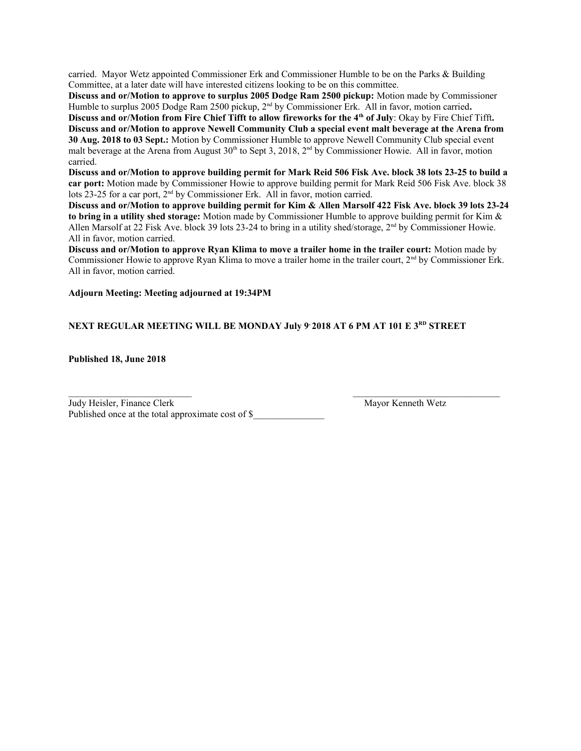carried. Mayor Wetz appointed Commissioner Erk and Commissioner Humble to be on the Parks & Building Committee, at a later date will have interested citizens looking to be on this committee.

**Discuss and or/Motion to approve to surplus 2005 Dodge Ram 2500 pickup:** Motion made by Commissioner Humble to surplus 2005 Dodge Ram 2500 pickup, 2nd by Commissioner Erk. All in favor, motion carried**.**

**Discuss and or/Motion from Fire Chief Tifft to allow fireworks for the 4th of July**: Okay by Fire Chief Tifft**.**

**Discuss and or/Motion to approve Newell Community Club a special event malt beverage at the Arena from 30 Aug. 2018 to 03 Sept.:** Motion by Commissioner Humble to approve Newell Community Club special event malt beverage at the Arena from August 30th to Sept 3, 2018, 2nd by Commissioner Howie. All in favor, motion carried.

**Discuss and or/Motion to approve building permit for Mark Reid 506 Fisk Ave. block 38 lots 23-25 to build a car port:** Motion made by Commissioner Howie to approve building permit for Mark Reid 506 Fisk Ave. block 38 lots 23-25 for a car port, 2nd by Commissioner Erk. All in favor, motion carried.

**Discuss and or/Motion to approve building permit for Kim & Allen Marsolf 422 Fisk Ave. block 39 lots 23-24 to bring in a utility shed storage:** Motion made by Commissioner Humble to approve building permit for Kim & Allen Marsolf at 22 Fisk Ave. block 39 lots 23-24 to bring in a utility shed/storage, 2nd by Commissioner Howie. All in favor, motion carried.

**Discuss and or/Motion to approve Ryan Klima to move a trailer home in the trailer court:** Motion made by Commissioner Howie to approve Ryan Klima to move a trailer home in the trailer court, 2nd by Commissioner Erk. All in favor, motion carried.

**Adjourn Meeting: Meeting adjourned at 19:34PM**

**NEXT REGULAR MEETING WILL BE MONDAY July 9, 2018 AT 6 PM AT 101 E 3RD STREET**

**Published 18, June 2018**

\_\_\_\_\_\_\_\_\_\_\_\_\_\_\_\_\_\_\_\_\_\_\_\_\_\_ \_\_\_\_\_\_\_\_\_\_\_\_\_\_\_\_\_\_\_\_\_\_\_\_\_\_\_\_\_\_\_

Judy Heisler, Finance Clerk Mayor Kenneth Wetz

Published once at the total approximate cost of $\_\_\_\_\_\_\_\_\_\_\_\_\_\_\_